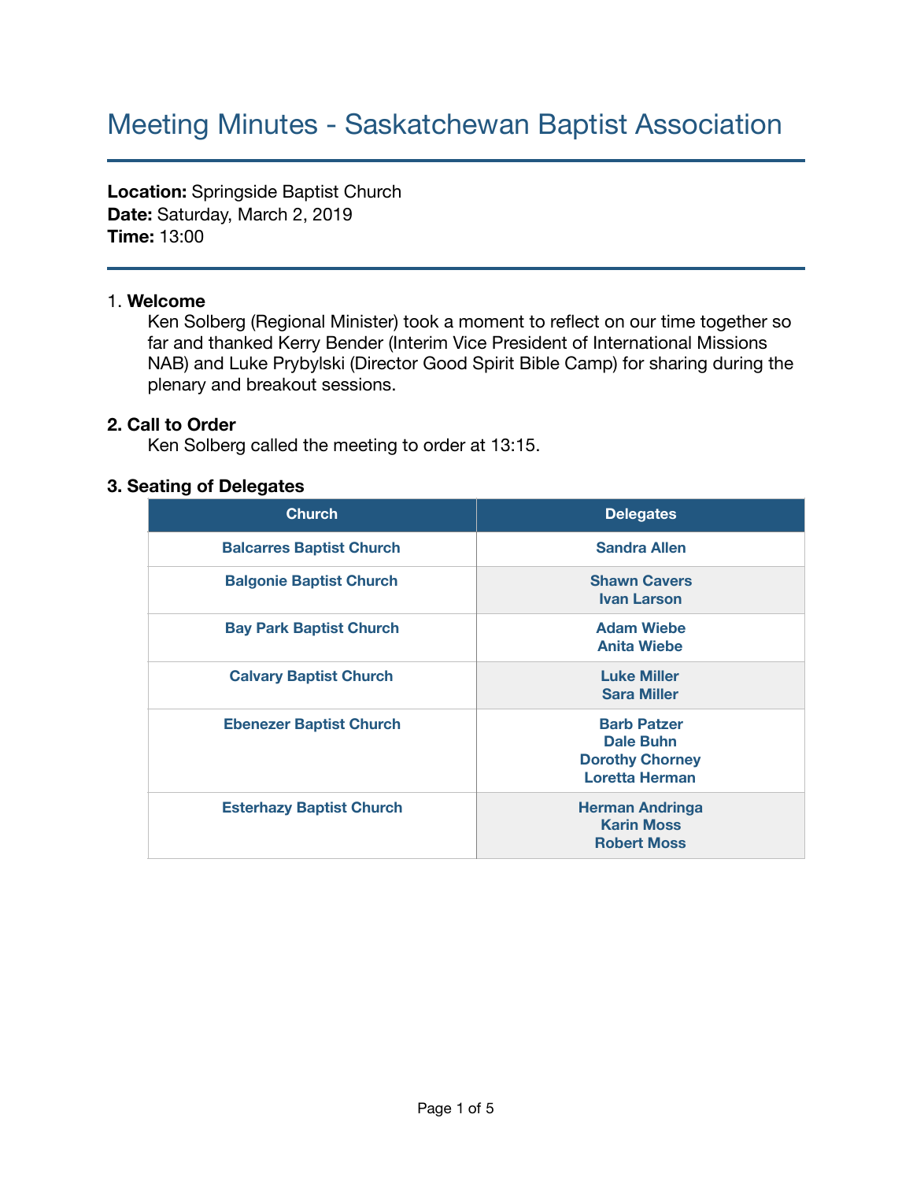# Meeting Minutes - Saskatchewan Baptist Association

**Location:** Springside Baptist Church
**Date:** Saturday, March 2, 2019
**Time:** 13:00

1. **Welcome**
   Ken Solberg (Regional Minister) took a moment to reflect on our time together so far and thanked Kerry Bender (Interim Vice President of International Missions NAB) and Luke Prybylski (Director Good Spirit Bible Camp) for sharing during the plenary and breakout sessions.

**2. Call to Order**
   Ken Solberg called the meeting to order at 13:15.

**3. Seating of Delegates**

| Church | Delegates |
|---|---|
| Balcarres Baptist Church | Sandra Allen |
| Balgonie Baptist Church | Shawn Cavers<br>Ivan Larson |
| Bay Park Baptist Church | Adam Wiebe<br>Anita Wiebe |
| Calvary Baptist Church | Luke Miller<br>Sara Miller |
| Ebenezer Baptist Church | Barb Patzer<br>Dale Buhn<br>Dorothy Chorney<br>Loretta Herman |
| Esterhazy Baptist Church | Herman Andringa<br>Karin Moss<br>Robert Moss |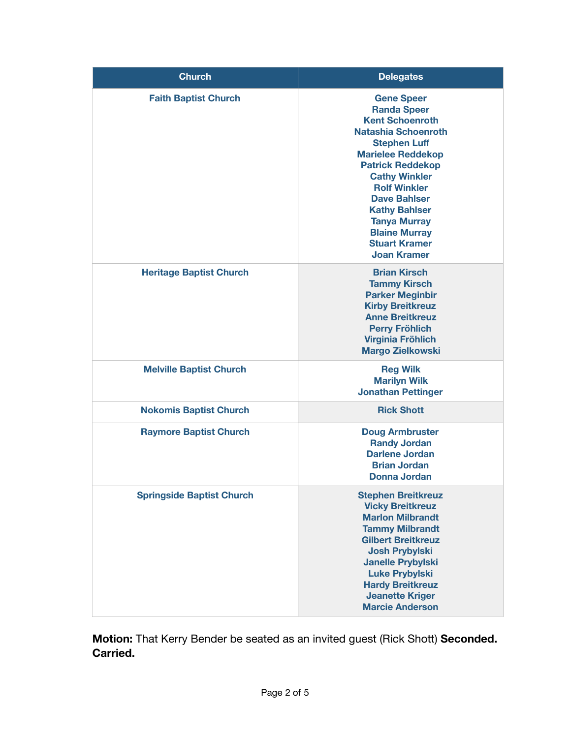| Church | Delegates |
|---|---|
| Faith Baptist Church | Gene Speer<br>Randa Speer<br>Kent Schoenroth<br>Natashia Schoenroth<br>Stephen Luff<br>Marielee Reddekop<br>Patrick Reddekop<br>Cathy Winkler<br>Rolf Winkler<br>Dave Bahlser<br>Kathy Bahlser<br>Tanya Murray<br>Blaine Murray<br>Stuart Kramer<br>Joan Kramer |
| Heritage Baptist Church | Brian Kirsch<br>Tammy Kirsch<br>Parker Meginbir<br>Kirby Breitkreuz<br>Anne Breitkreuz<br>Perry Fröhlich<br>Virginia Fröhlich<br>Margo Zielkowski |
| Melville Baptist Church | Reg Wilk<br>Marilyn Wilk<br>Jonathan Pettinger |
| Nokomis Baptist Church | Rick Shott |
| Raymore Baptist Church | Doug Armbruster<br>Randy Jordan<br>Darlene Jordan<br>Brian Jordan<br>Donna Jordan |
| Springside Baptist Church | Stephen Breitkreuz<br>Vicky Breitkreuz<br>Marlon Milbrandt<br>Tammy Milbrandt<br>Gilbert Breitkreuz<br>Josh Prybylski<br>Janelle Prybylski<br>Luke Prybylski<br>Hardy Breitkreuz<br>Jeanette Kriger<br>Marcie Anderson |

**Motion:** That Kerry Bender be seated as an invited guest (Rick Shott) **Seconded. Carried.**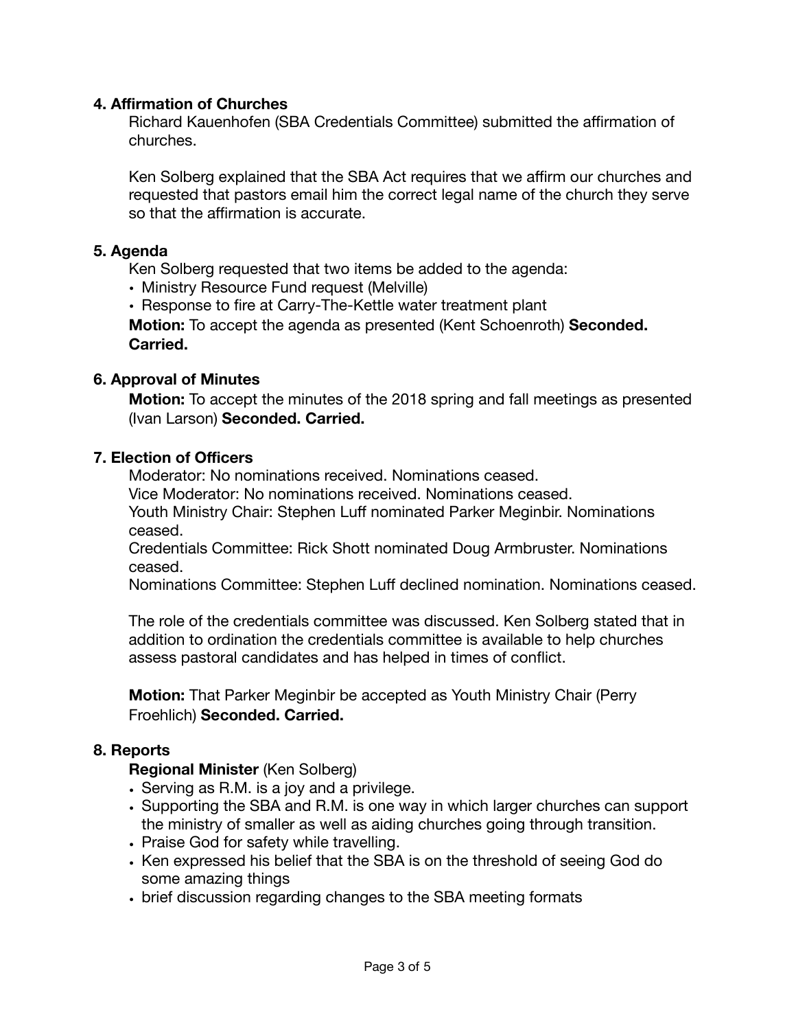**4. Affirmation of Churches**

Richard Kauenhofen (SBA Credentials Committee) submitted the affirmation of churches.

Ken Solberg explained that the SBA Act requires that we affirm our churches and requested that pastors email him the correct legal name of the church they serve so that the affirmation is accurate.

**5. Agenda**

Ken Solberg requested that two items be added to the agenda:

- Ministry Resource Fund request (Melville)
- Response to fire at Carry-The-Kettle water treatment plant

**Motion:** To accept the agenda as presented (Kent Schoenroth) **Seconded. Carried.**

**6. Approval of Minutes**

**Motion:** To accept the minutes of the 2018 spring and fall meetings as presented (Ivan Larson) **Seconded. Carried.**

**7. Election of Officers**

Moderator: No nominations received. Nominations ceased.
Vice Moderator: No nominations received. Nominations ceased.
Youth Ministry Chair: Stephen Luff nominated Parker Meginbir. Nominations ceased.
Credentials Committee: Rick Shott nominated Doug Armbruster. Nominations ceased.
Nominations Committee: Stephen Luff declined nomination. Nominations ceased.

The role of the credentials committee was discussed. Ken Solberg stated that in addition to ordination the credentials committee is available to help churches assess pastoral candidates and has helped in times of conflict.

**Motion:** That Parker Meginbir be accepted as Youth Ministry Chair (Perry Froehlich) **Seconded. Carried.**

**8. Reports**

**Regional Minister** (Ken Solberg)

- Serving as R.M. is a joy and a privilege.
- Supporting the SBA and R.M. is one way in which larger churches can support the ministry of smaller as well as aiding churches going through transition.
- Praise God for safety while travelling.
- Ken expressed his belief that the SBA is on the threshold of seeing God do some amazing things
- brief discussion regarding changes to the SBA meeting formats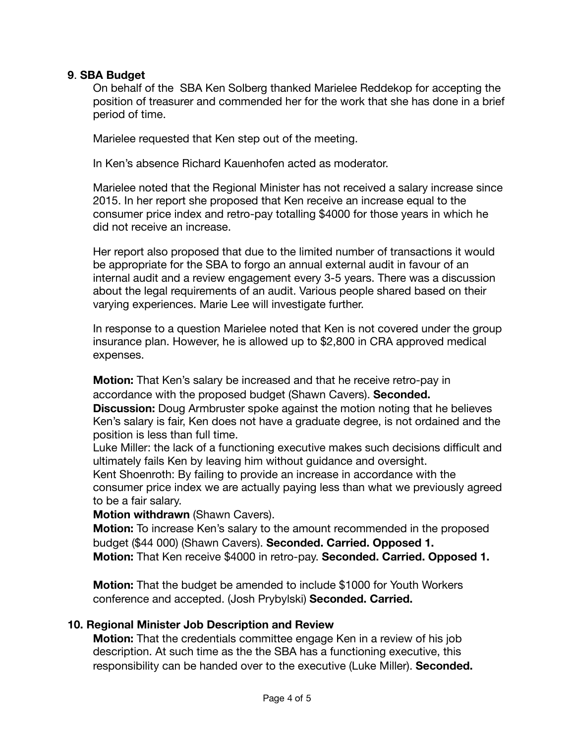**9**. **SBA Budget**

On behalf of the  SBA Ken Solberg thanked Marielee Reddekop for accepting the position of treasurer and commended her for the work that she has done in a brief period of time.

Marielee requested that Ken step out of the meeting.

In Ken's absence Richard Kauenhofen acted as moderator.

Marielee noted that the Regional Minister has not received a salary increase since 2015. In her report she proposed that Ken receive an increase equal to the consumer price index and retro-pay totalling $4000 for those years in which he did not receive an increase.

Her report also proposed that due to the limited number of transactions it would be appropriate for the SBA to forgo an annual external audit in favour of an internal audit and a review engagement every 3-5 years. There was a discussion about the legal requirements of an audit. Various people shared based on their varying experiences. Marie Lee will investigate further.

In response to a question Marielee noted that Ken is not covered under the group insurance plan. However, he is allowed up to $2,800 in CRA approved medical expenses.

**Motion:** That Ken's salary be increased and that he receive retro-pay in accordance with the proposed budget (Shawn Cavers). **Seconded.**
**Discussion:** Doug Armbruster spoke against the motion noting that he believes Ken's salary is fair, Ken does not have a graduate degree, is not ordained and the position is less than full time.
Luke Miller: the lack of a functioning executive makes such decisions difficult and ultimately fails Ken by leaving him without guidance and oversight.
Kent Shoenroth: By failing to provide an increase in accordance with the consumer price index we are actually paying less than what we previously agreed to be a fair salary.
**Motion withdrawn** (Shawn Cavers).
**Motion:** To increase Ken's salary to the amount recommended in the proposed budget ($44 000) (Shawn Cavers). **Seconded. Carried. Opposed 1.**
**Motion:** That Ken receive $4000 in retro-pay. **Seconded. Carried. Opposed 1.**

**Motion:** That the budget be amended to include $1000 for Youth Workers conference and accepted. (Josh Prybylski) **Seconded. Carried.**

**10. Regional Minister Job Description and Review**

**Motion:** That the credentials committee engage Ken in a review of his job description. At such time as the the SBA has a functioning executive, this responsibility can be handed over to the executive (Luke Miller). **Seconded.**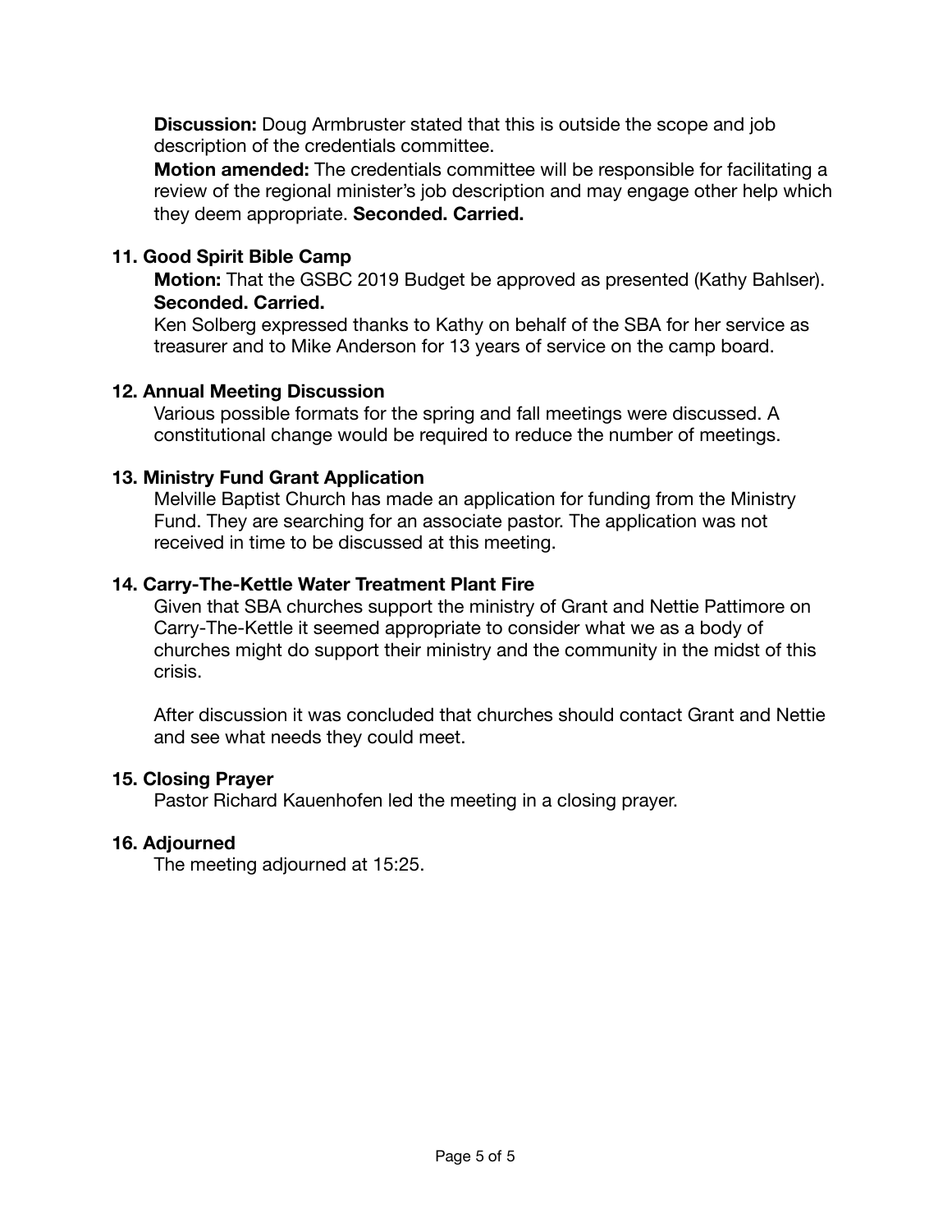**Discussion:** Doug Armbruster stated that this is outside the scope and job description of the credentials committee.

**Motion amended:** The credentials committee will be responsible for facilitating a review of the regional minister's job description and may engage other help which they deem appropriate. **Seconded. Carried.**

**11. Good Spirit Bible Camp**

**Motion:** That the GSBC 2019 Budget be approved as presented (Kathy Bahlser). **Seconded. Carried.**

Ken Solberg expressed thanks to Kathy on behalf of the SBA for her service as treasurer and to Mike Anderson for 13 years of service on the camp board.

**12. Annual Meeting Discussion**

Various possible formats for the spring and fall meetings were discussed. A constitutional change would be required to reduce the number of meetings.

**13. Ministry Fund Grant Application**

Melville Baptist Church has made an application for funding from the Ministry Fund. They are searching for an associate pastor. The application was not received in time to be discussed at this meeting.

**14. Carry-The-Kettle Water Treatment Plant Fire**

Given that SBA churches support the ministry of Grant and Nettie Pattimore on Carry-The-Kettle it seemed appropriate to consider what we as a body of churches might do support their ministry and the community in the midst of this crisis.

After discussion it was concluded that churches should contact Grant and Nettie and see what needs they could meet.

**15. Closing Prayer**

Pastor Richard Kauenhofen led the meeting in a closing prayer.

**16. Adjourned**

The meeting adjourned at 15:25.